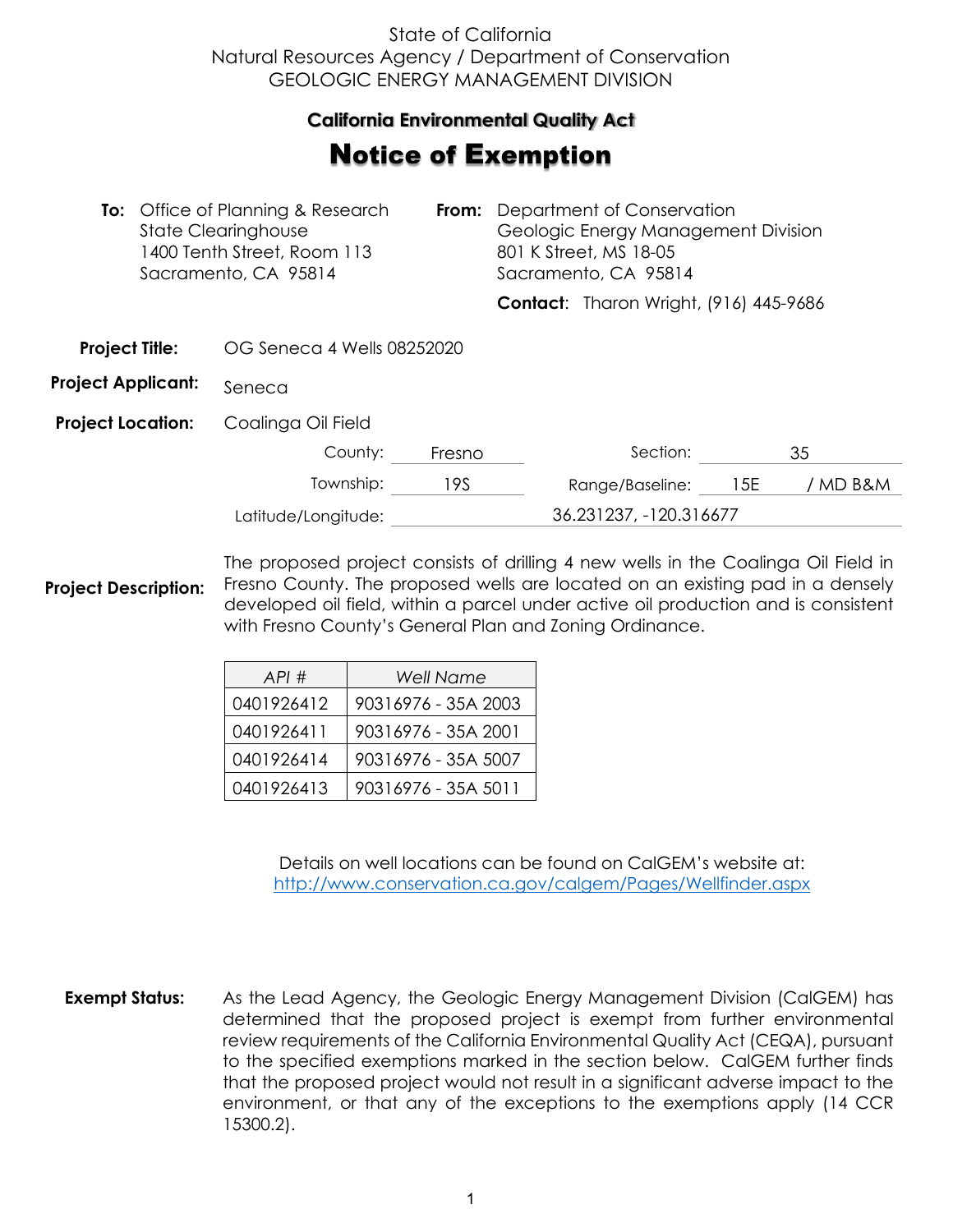State of California
Natural Resources Agency / Department of Conservation
GEOLOGIC ENERGY MANAGEMENT DIVISION

**California Environmental Quality Act**

# Notice of Exemption

**To:** Office of Planning & Research
State Clearinghouse
1400 Tenth Street, Room 113
Sacramento, CA 95814

**From:** Department of Conservation
Geologic Energy Management Division
801 K Street, MS 18-05
Sacramento, CA 95814

**Contact**: Tharon Wright, (916) 445-9686

**Project Title:** OG Seneca 4 Wells 08252020

**Project Applicant:** Seneca

**Project Location:** Coalinga Oil Field

County: Fresno
Section: 35
Township: 19S
Range/Baseline: 15E / MD B&M
Latitude/Longitude: 36.231237, -120.316677

**Project Description:** The proposed project consists of drilling 4 new wells in the Coalinga Oil Field in Fresno County. The proposed wells are located on an existing pad in a densely developed oil field, within a parcel under active oil production and is consistent with Fresno County's General Plan and Zoning Ordinance.

| *API #* | *Well Name* |
|---|---|
| 0401926412 | 90316976 - 35A 2003 |
| 0401926411 | 90316976 - 35A 2001 |
| 0401926414 | 90316976 - 35A 5007 |
| 0401926413 | 90316976 - 35A 5011 |

Details on well locations can be found on CalGEM's website at:
http://www.conservation.ca.gov/calgem/Pages/Wellfinder.aspx

**Exempt Status:** As the Lead Agency, the Geologic Energy Management Division (CalGEM) has determined that the proposed project is exempt from further environmental review requirements of the California Environmental Quality Act (CEQA), pursuant to the specified exemptions marked in the section below. CalGEM further finds that the proposed project would not result in a significant adverse impact to the environment, or that any of the exceptions to the exemptions apply (14 CCR 15300.2).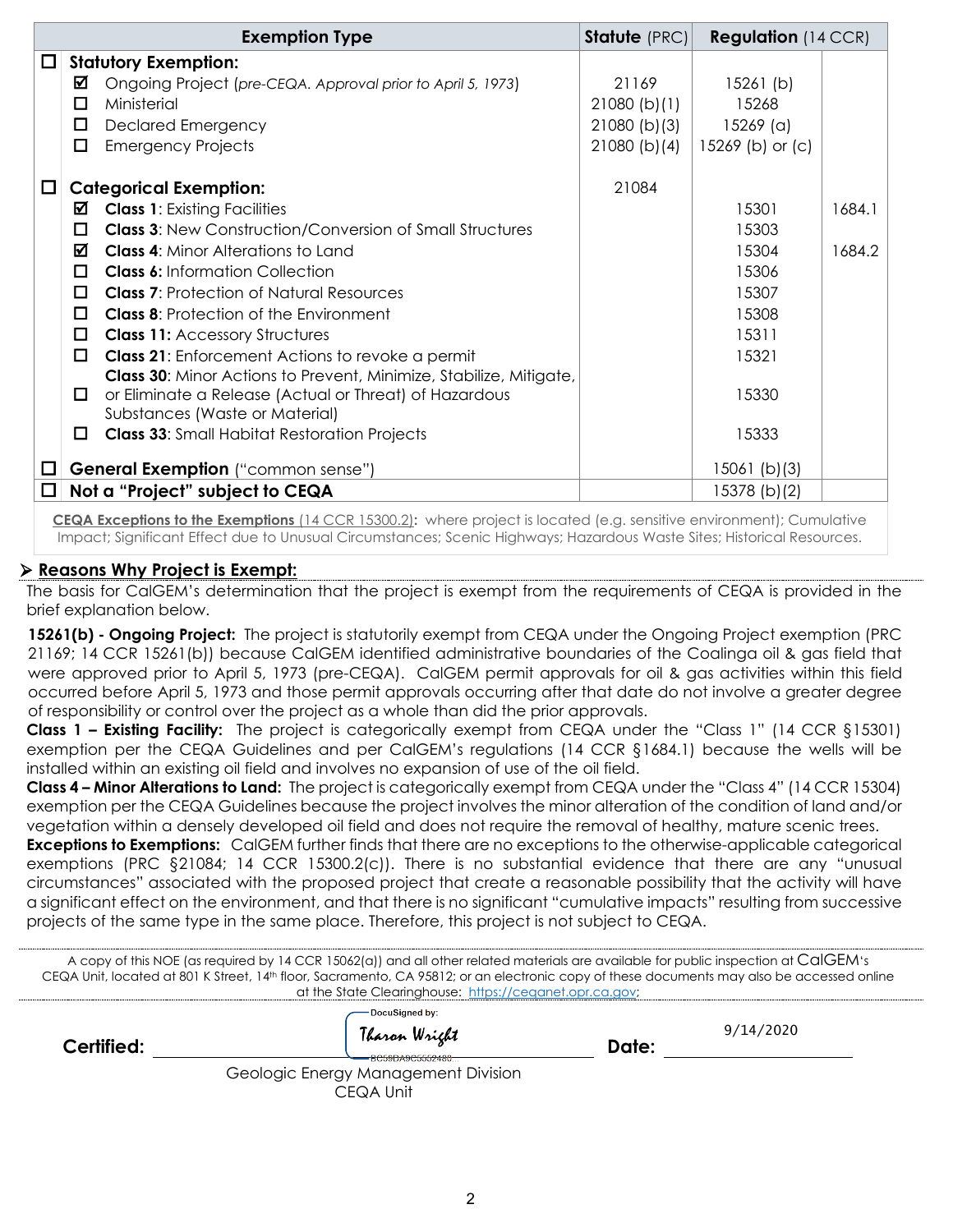| | Exemption Type | Statute (PRC) | Regulation (14 CCR) | |
|---|---|---|---|---|
| ☐ | **Statutory Exemption:** | | | |
| ☑ | Ongoing Project (*pre-CEQA. Approval prior to April 5, 1973*) | 21169 | 15261 (b) | |
| ☐ | Ministerial | 21080 (b)(1) | 15268 | |
| ☐ | Declared Emergency | 21080 (b)(3) | 15269 (a) | |
| ☐ | Emergency Projects | 21080 (b)(4) | 15269 (b) or (c) | |
| ☐ | **Categorical Exemption:** | 21084 | | |
| ☑ | **Class 1**: Existing Facilities | | 15301 | 1684.1 |
| ☐ | **Class 3**: New Construction/Conversion of Small Structures | | 15303 | |
| ☑ | **Class 4**: Minor Alterations to Land | | 15304 | 1684.2 |
| ☐ | **Class 6:** Information Collection | | 15306 | |
| ☐ | **Class 7**: Protection of Natural Resources | | 15307 | |
| ☐ | **Class 8**: Protection of the Environment | | 15308 | |
| ☐ | **Class 11:** Accessory Structures | | 15311 | |
| ☐ | **Class 21**: Enforcement Actions to revoke a permit | | 15321 | |
| ☐ | **Class 30**: Minor Actions to Prevent, Minimize, Stabilize, Mitigate, or Eliminate a Release (Actual or Threat) of Hazardous Substances (Waste or Material) | | 15330 | |
| ☐ | **Class 33**: Small Habitat Restoration Projects | | 15333 | |
| ☐ | **General Exemption** ("common sense") | | 15061 (b)(3) | |
| ☐ | **Not a "Project" subject to CEQA** | | 15378 (b)(2) | |

**CEQA Exceptions to the Exemptions** (14 CCR 15300.2)**:** where project is located (e.g. sensitive environment); Cumulative Impact; Significant Effect due to Unusual Circumstances; Scenic Highways; Hazardous Waste Sites; Historical Resources.

## Reasons Why Project is Exempt:

The basis for CalGEM's determination that the project is exempt from the requirements of CEQA is provided in the brief explanation below.

**15261(b) - Ongoing Project:** The project is statutorily exempt from CEQA under the Ongoing Project exemption (PRC 21169; 14 CCR 15261(b)) because CalGEM identified administrative boundaries of the Coalinga oil & gas field that were approved prior to April 5, 1973 (pre-CEQA). CalGEM permit approvals for oil & gas activities within this field occurred before April 5, 1973 and those permit approvals occurring after that date do not involve a greater degree of responsibility or control over the project as a whole than did the prior approvals.

**Class 1 – Existing Facility:** The project is categorically exempt from CEQA under the "Class 1" (14 CCR §15301) exemption per the CEQA Guidelines and per CalGEM's regulations (14 CCR §1684.1) because the wells will be installed within an existing oil field and involves no expansion of use of the oil field.

**Class 4 – Minor Alterations to Land:** The project is categorically exempt from CEQA under the "Class 4" (14 CCR 15304) exemption per the CEQA Guidelines because the project involves the minor alteration of the condition of land and/or vegetation within a densely developed oil field and does not require the removal of healthy, mature scenic trees.

**Exceptions to Exemptions:** CalGEM further finds that there are no exceptions to the otherwise-applicable categorical exemptions (PRC §21084; 14 CCR 15300.2(c)). There is no substantial evidence that there are any "unusual circumstances" associated with the proposed project that create a reasonable possibility that the activity will have a significant effect on the environment, and that there is no significant "cumulative impacts" resulting from successive projects of the same type in the same place. Therefore, this project is not subject to CEQA.

A copy of this NOE (as required by 14 CCR 15062(a)) and all other related materials are available for public inspection at CalGEM's CEQA Unit, located at 801 K Street, 14th floor, Sacramento, CA 95812; or an electronic copy of these documents may also be accessed online at the State Clearinghouse: https://ceqanet.opr.ca.gov;

**Certified:** DocuSigned by: Tharon Wright 8C59DA9C5552488... **Date:** 9/14/2020

Geologic Energy Management Division
CEQA Unit